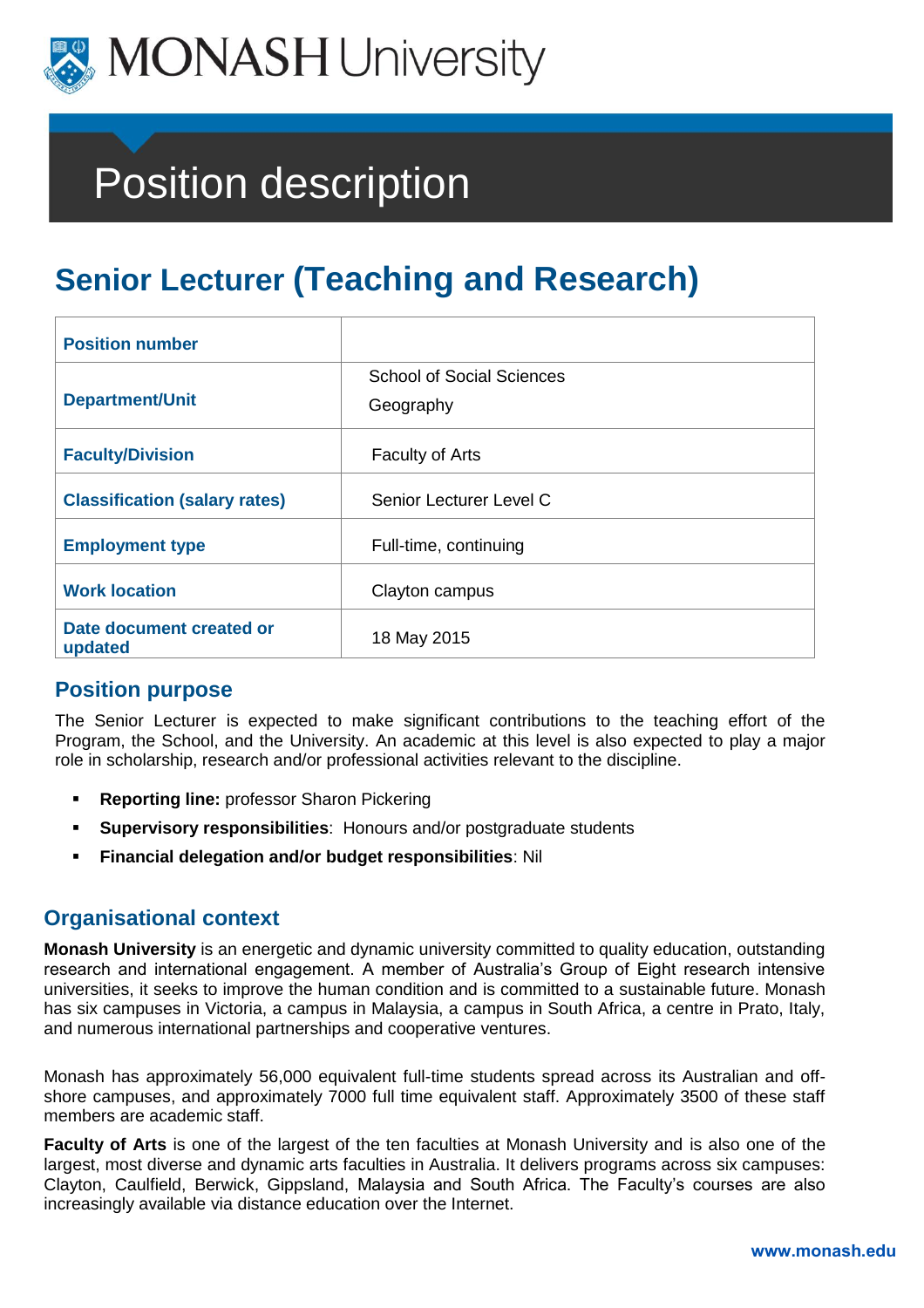# MONASH University

# Position description

## Senior Lecturer (Teaching and Research)

| | |
|---|---|
| **Position number** | |
| **Department/Unit** | School of Social Sciences<br>Geography |
| **Faculty/Division** | Faculty of Arts |
| **Classification (salary rates)** | Senior Lecturer Level C |
| **Employment type** | Full-time, continuing |
| **Work location** | Clayton campus |
| **Date document created or updated** | 18 May 2015 |

## Position purpose

The Senior Lecturer is expected to make significant contributions to the teaching effort of the Program, the School, and the University. An academic at this level is also expected to play a major role in scholarship, research and/or professional activities relevant to the discipline.

- **Reporting line:** professor Sharon Pickering
- **Supervisory responsibilities**: Honours and/or postgraduate students
- **Financial delegation and/or budget responsibilities**: Nil

## Organisational context

**Monash University** is an energetic and dynamic university committed to quality education, outstanding research and international engagement. A member of Australia's Group of Eight research intensive universities, it seeks to improve the human condition and is committed to a sustainable future. Monash has six campuses in Victoria, a campus in Malaysia, a campus in South Africa, a centre in Prato, Italy, and numerous international partnerships and cooperative ventures.

Monash has approximately 56,000 equivalent full-time students spread across its Australian and off-shore campuses, and approximately 7000 full time equivalent staff. Approximately 3500 of these staff members are academic staff.

**Faculty of Arts** is one of the largest of the ten faculties at Monash University and is also one of the largest, most diverse and dynamic arts faculties in Australia. It delivers programs across six campuses: Clayton, Caulfield, Berwick, Gippsland, Malaysia and South Africa. The Faculty's courses are also increasingly available via distance education over the Internet.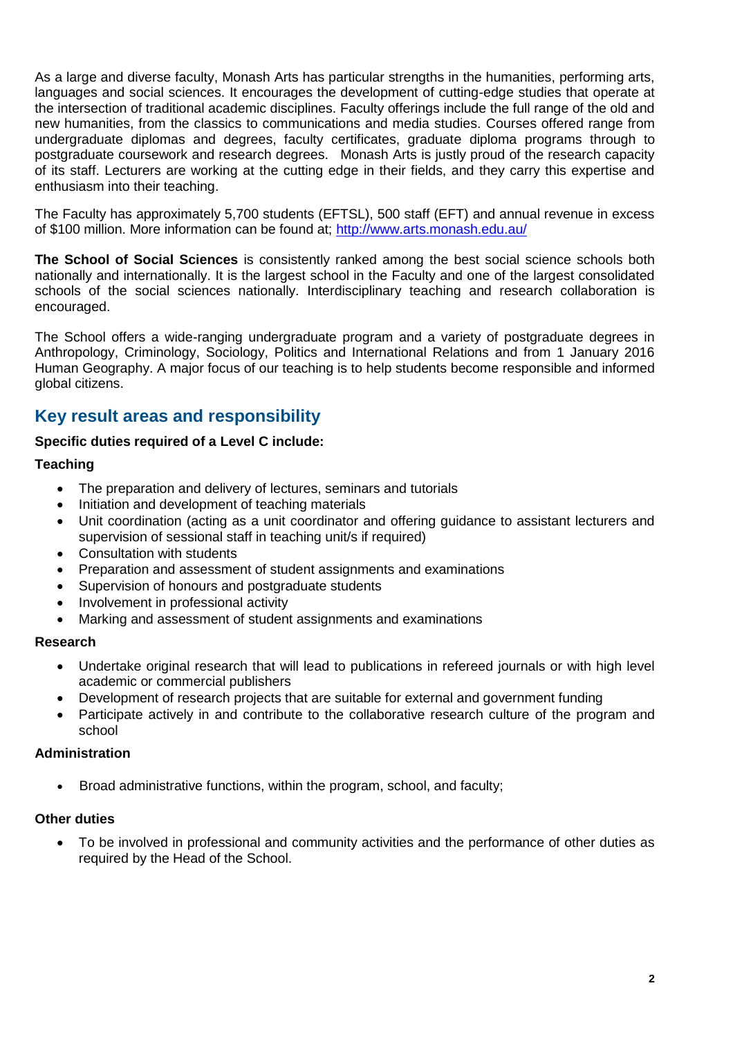As a large and diverse faculty, Monash Arts has particular strengths in the humanities, performing arts, languages and social sciences. It encourages the development of cutting-edge studies that operate at the intersection of traditional academic disciplines. Faculty offerings include the full range of the old and new humanities, from the classics to communications and media studies. Courses offered range from undergraduate diplomas and degrees, faculty certificates, graduate diploma programs through to postgraduate coursework and research degrees. Monash Arts is justly proud of the research capacity of its staff. Lecturers are working at the cutting edge in their fields, and they carry this expertise and enthusiasm into their teaching.

The Faculty has approximately 5,700 students (EFTSL), 500 staff (EFT) and annual revenue in excess of $100 million. More information can be found at; http://www.arts.monash.edu.au/

**The School of Social Sciences** is consistently ranked among the best social science schools both nationally and internationally. It is the largest school in the Faculty and one of the largest consolidated schools of the social sciences nationally. Interdisciplinary teaching and research collaboration is encouraged.

The School offers a wide-ranging undergraduate program and a variety of postgraduate degrees in Anthropology, Criminology, Sociology, Politics and International Relations and from 1 January 2016 Human Geography. A major focus of our teaching is to help students become responsible and informed global citizens.

## Key result areas and responsibility

**Specific duties required of a Level C include:**

**Teaching**

- The preparation and delivery of lectures, seminars and tutorials
- Initiation and development of teaching materials
- Unit coordination (acting as a unit coordinator and offering guidance to assistant lecturers and supervision of sessional staff in teaching unit/s if required)
- Consultation with students
- Preparation and assessment of student assignments and examinations
- Supervision of honours and postgraduate students
- Involvement in professional activity
- Marking and assessment of student assignments and examinations

**Research**

- Undertake original research that will lead to publications in refereed journals or with high level academic or commercial publishers
- Development of research projects that are suitable for external and government funding
- Participate actively in and contribute to the collaborative research culture of the program and school

**Administration**

- Broad administrative functions, within the program, school, and faculty;

**Other duties**

- To be involved in professional and community activities and the performance of other duties as required by the Head of the School.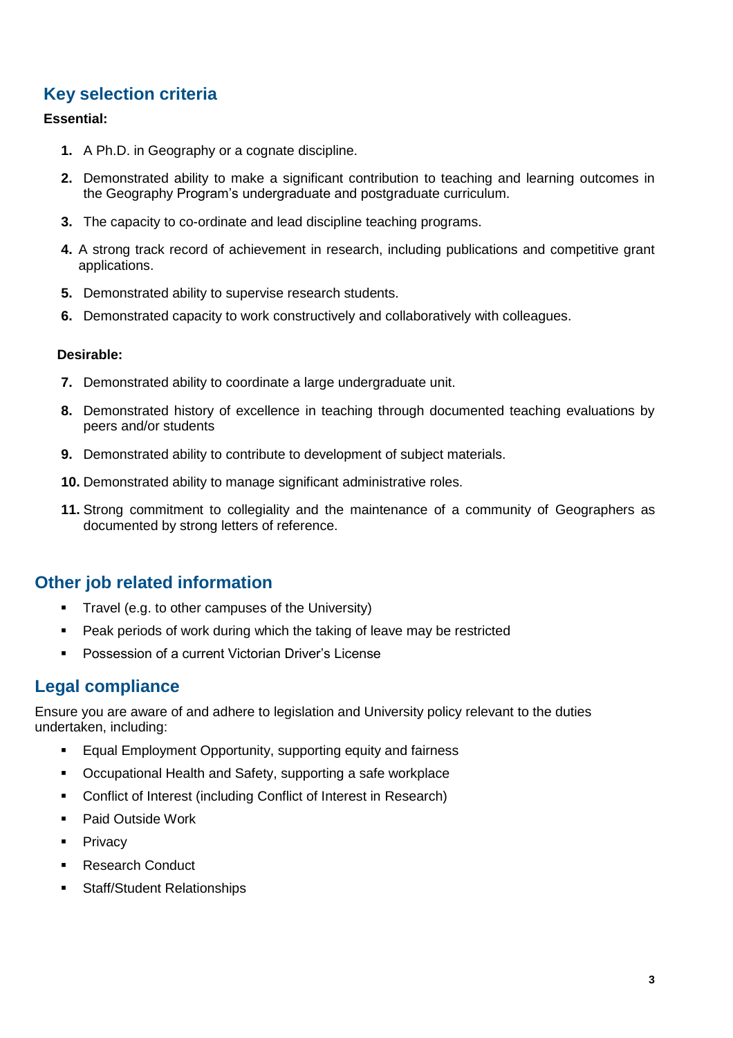## Key selection criteria

**Essential:**

1. A Ph.D. in Geography or a cognate discipline.
2. Demonstrated ability to make a significant contribution to teaching and learning outcomes in the Geography Program's undergraduate and postgraduate curriculum.
3. The capacity to co-ordinate and lead discipline teaching programs.
4. A strong track record of achievement in research, including publications and competitive grant applications.
5. Demonstrated ability to supervise research students.
6. Demonstrated capacity to work constructively and collaboratively with colleagues.

**Desirable:**

7. Demonstrated ability to coordinate a large undergraduate unit.
8. Demonstrated history of excellence in teaching through documented teaching evaluations by peers and/or students
9. Demonstrated ability to contribute to development of subject materials.
10. Demonstrated ability to manage significant administrative roles.
11. Strong commitment to collegiality and the maintenance of a community of Geographers as documented by strong letters of reference.

## Other job related information

- Travel (e.g. to other campuses of the University)
- Peak periods of work during which the taking of leave may be restricted
- Possession of a current Victorian Driver's License

## Legal compliance

Ensure you are aware of and adhere to legislation and University policy relevant to the duties undertaken, including:

- Equal Employment Opportunity, supporting equity and fairness
- Occupational Health and Safety, supporting a safe workplace
- Conflict of Interest (including Conflict of Interest in Research)
- Paid Outside Work
- Privacy
- Research Conduct
- Staff/Student Relationships